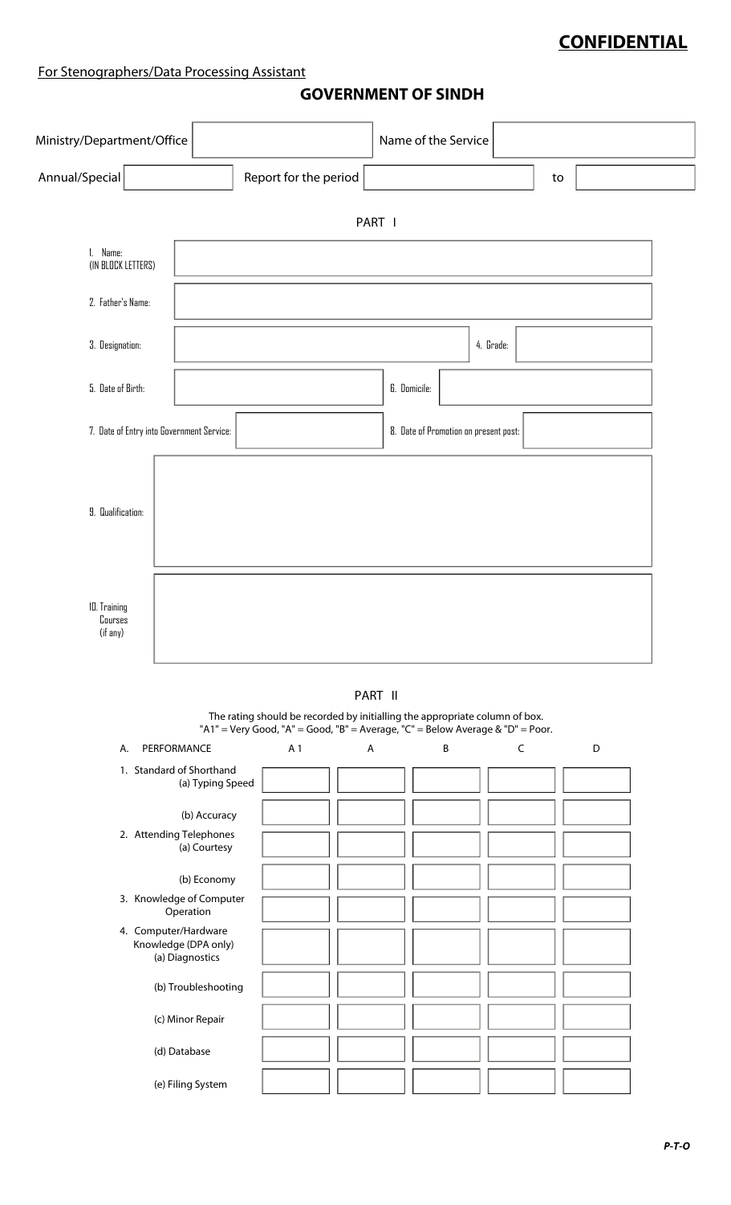**CONFIDENTIAL**

For Stenographers/Data Processing Assistant

# GOVERNMENT OF SINDH

| Ministry/Department/Office | | Name of the Service | | |
|---|---|---|---|---|
| Annual/Special | | Report for the period | | to |

## PART I

| | | | |
|---|---|---|---|
| 1. Name: (IN BLOCK LETTERS) | | | |
| 2. Father's Name: | | | |
| 3. Designation: | | 4. Grade: | |
| 5. Date of Birth: | | 6. Domicile: | |
| 7. Date of Entry into Government Service: | | 8. Date of Promotion on present post: | |
| 9. Qualification: | | | |
| 10. Training Courses (if any) | | | |

## PART II

The rating should be recorded by initialling the appropriate column of box.
"A1" = Very Good, "A" = Good, "B" = Average, "C" = Below Average & "D" = Poor.

| A. PERFORMANCE | A 1 | A | B | C | D |
|---|---|---|---|---|---|
| 1. Standard of Shorthand (a) Typing Speed | | | | | |
| (b) Accuracy | | | | | |
| 2. Attending Telephones (a) Courtesy | | | | | |
| (b) Economy | | | | | |
| 3. Knowledge of Computer Operation | | | | | |
| 4. Computer/Hardware Knowledge (DPA only) (a) Diagnostics | | | | | |
| (b) Troubleshooting | | | | | |
| (c) Minor Repair | | | | | |
| (d) Database | | | | | |
| (e) Filing System | | | | | |

*P-T-O*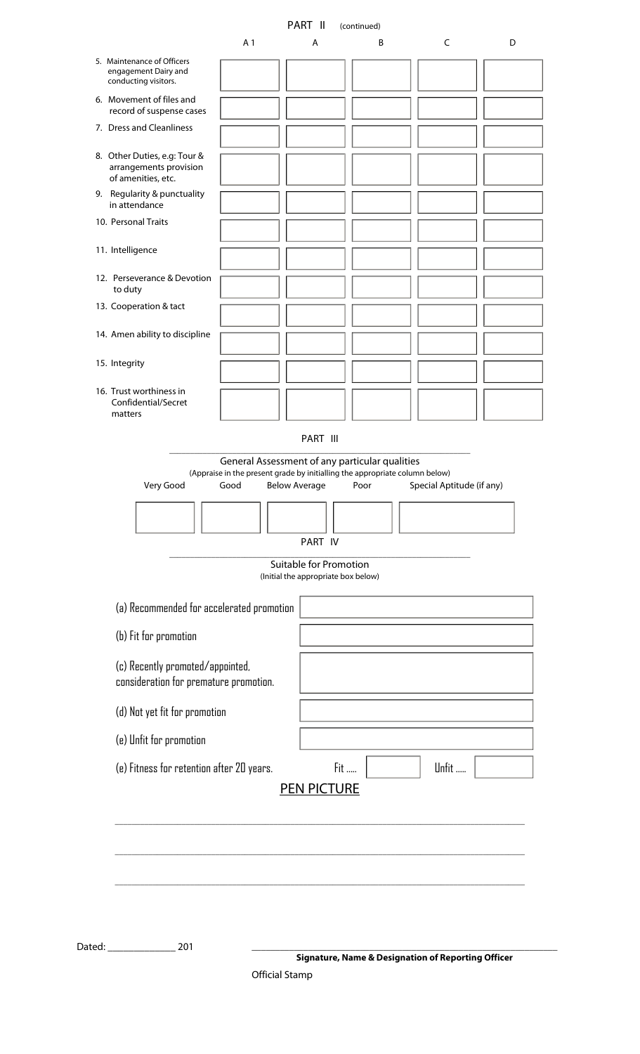## PART II (continued)

| | A 1 | A | B | C | D |
|---|---|---|---|---|---|
| 5. Maintenance of Officers engagement Dairy and conducting visitors. | | | | | |
| 6. Movement of files and record of suspense cases | | | | | |
| 7. Dress and Cleanliness | | | | | |
| 8. Other Duties, e.g: Tour & arrangements provision of amenities, etc. | | | | | |
| 9. Regularity & punctuality in attendance | | | | | |
| 10. Personal Traits | | | | | |
| 11. Intelligence | | | | | |
| 12. Perseverance & Devotion to duty | | | | | |
| 13. Cooperation & tact | | | | | |
| 14. Amen ability to discipline | | | | | |
| 15. Integrity | | | | | |
| 16. Trust worthiness in Confidential/Secret matters | | | | | |

## PART III

General Assessment of any particular qualities

(Appraise in the present grade by initialling the appropriate column below)

| Very Good | Good | Below Average | Poor | Special Aptitude (if any) |
|---|---|---|---|---|
| | | | | |

## PART IV

Suitable for Promotion

(Initial the appropriate box below)

| | |
|---|---|
| (a) Recommended for accelerated promotion | |
| (b) Fit for promotion | |
| (c) Recently promoted/appointed, consideration for premature promotion. | |
| (d) Not yet fit for promotion | |
| (e) Unfit for promotion | |

(e) Fitness for retention after 20 years. Fit ..... ☐ Unfit ..... ☐

## PEN PICTURE

______________________________________________________________________

______________________________________________________________________

______________________________________________________________________

Dated: ______________ 201

______________________________________________

**Signature, Name & Designation of Reporting Officer**

Official Stamp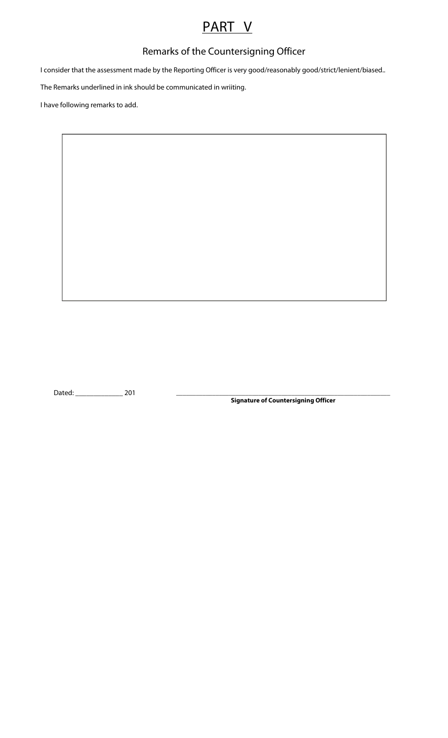# PART V

## Remarks of the Countersigning Officer

I consider that the assessment made by the Reporting Officer is very good/reasonably good/strict/lenient/biased..

The Remarks underlined in ink should be communicated in wriiting.

I have following remarks to add.

| |
|---|
| |

Dated: _____________ 201 _______________________________________________

**Signature of Countersigning Officer**